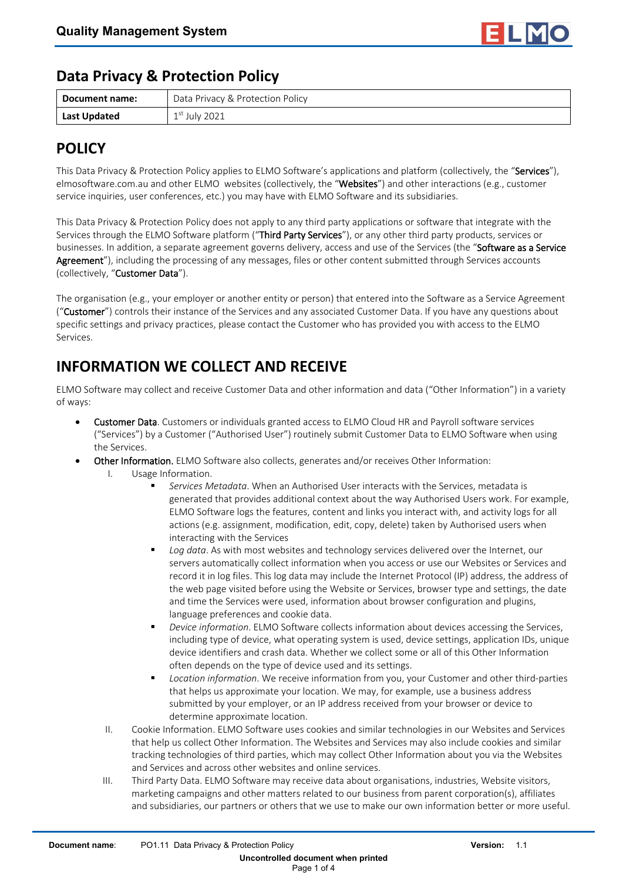# Data Privacy & Protection Policy

| Document name: | Data Privacy & Protection Policy |
| --- | --- |
| **Last Updated** | 1st July 2021 |

## POLICY

This Data Privacy & Protection Policy applies to ELMO Software's applications and platform (collectively, the "**Services**"), elmosoftware.com.au and other ELMO websites (collectively, the "**Websites**") and other interactions (e.g., customer service inquiries, user conferences, etc.) you may have with ELMO Software and its subsidiaries.

This Data Privacy & Protection Policy does not apply to any third party applications or software that integrate with the Services through the ELMO Software platform ("**Third Party Services**"), or any other third party products, services or businesses. In addition, a separate agreement governs delivery, access and use of the Services (the "**Software as a Service Agreement**"), including the processing of any messages, files or other content submitted through Services accounts (collectively, "**Customer Data**").

The organisation (e.g., your employer or another entity or person) that entered into the Software as a Service Agreement ("**Customer**") controls their instance of the Services and any associated Customer Data. If you have any questions about specific settings and privacy practices, please contact the Customer who has provided you with access to the ELMO Services.

## INFORMATION WE COLLECT AND RECEIVE

ELMO Software may collect and receive Customer Data and other information and data ("Other Information") in a variety of ways:

- **Customer Data**. Customers or individuals granted access to ELMO Cloud HR and Payroll software services ("Services") by a Customer ("Authorised User") routinely submit Customer Data to ELMO Software when using the Services.
- **Other Information.** ELMO Software also collects, generates and/or receives Other Information:
  I. Usage Information.
     - *Services Metadata*. When an Authorised User interacts with the Services, metadata is generated that provides additional context about the way Authorised Users work. For example, ELMO Software logs the features, content and links you interact with, and activity logs for all actions (e.g. assignment, modification, edit, copy, delete) taken by Authorised users when interacting with the Services
     - *Log data*. As with most websites and technology services delivered over the Internet, our servers automatically collect information when you access or use our Websites or Services and record it in log files. This log data may include the Internet Protocol (IP) address, the address of the web page visited before using the Website or Services, browser type and settings, the date and time the Services were used, information about browser configuration and plugins, language preferences and cookie data.
     - *Device information*. ELMO Software collects information about devices accessing the Services, including type of device, what operating system is used, device settings, application IDs, unique device identifiers and crash data. Whether we collect some or all of this Other Information often depends on the type of device used and its settings.
     - *Location information*. We receive information from you, your Customer and other third-parties that helps us approximate your location. We may, for example, use a business address submitted by your employer, or an IP address received from your browser or device to determine approximate location.

  II. Cookie Information. ELMO Software uses cookies and similar technologies in our Websites and Services that help us collect Other Information. The Websites and Services may also include cookies and similar tracking technologies of third parties, which may collect Other Information about you via the Websites and Services and across other websites and online services.

  III. Third Party Data. ELMO Software may receive data about organisations, industries, Website visitors, marketing campaigns and other matters related to our business from parent corporation(s), affiliates and subsidiaries, our partners or others that we use to make our own information better or more useful.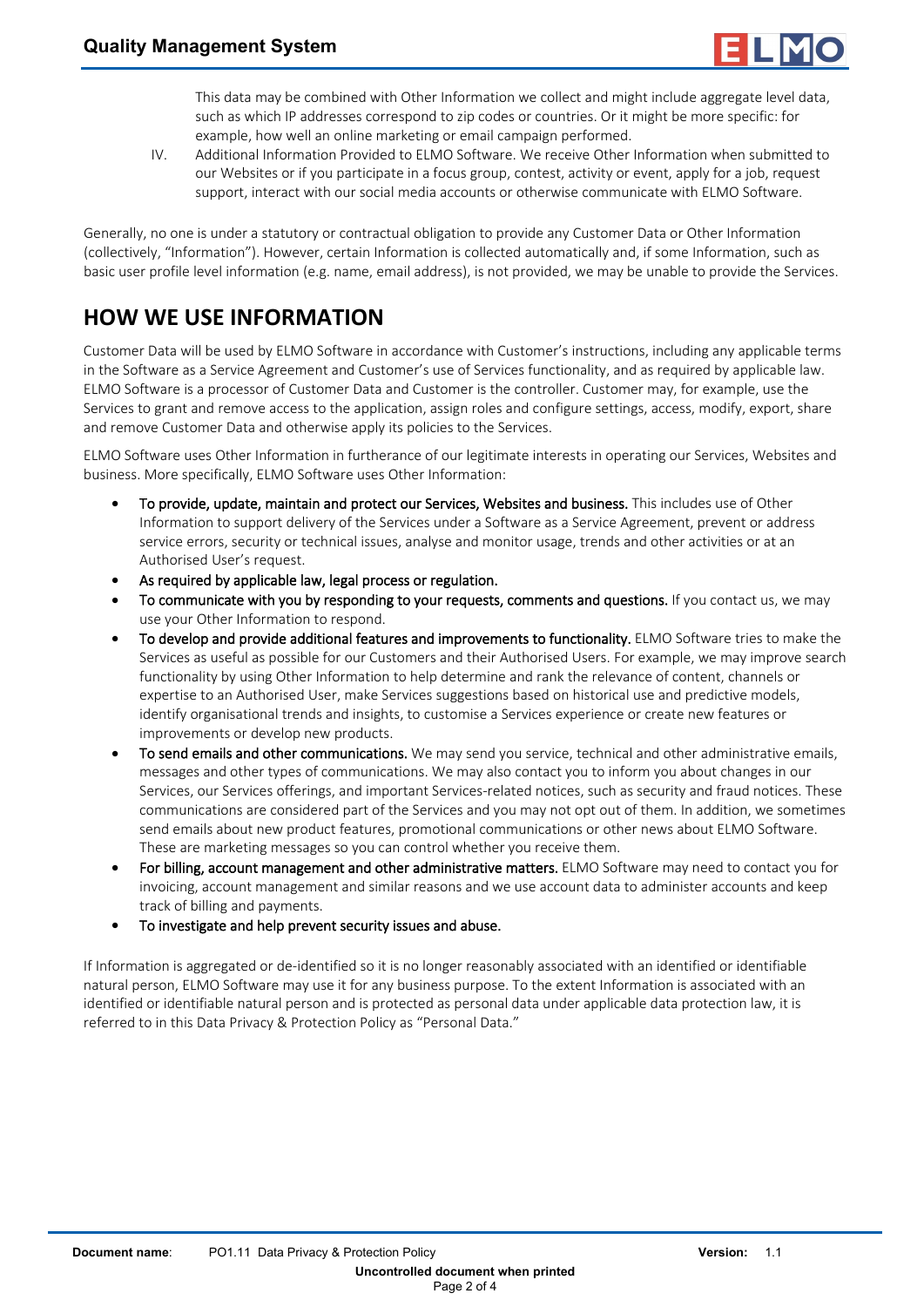This data may be combined with Other Information we collect and might include aggregate level data, such as which IP addresses correspond to zip codes or countries. Or it might be more specific: for example, how well an online marketing or email campaign performed.

IV. Additional Information Provided to ELMO Software. We receive Other Information when submitted to our Websites or if you participate in a focus group, contest, activity or event, apply for a job, request support, interact with our social media accounts or otherwise communicate with ELMO Software.

Generally, no one is under a statutory or contractual obligation to provide any Customer Data or Other Information (collectively, "Information"). However, certain Information is collected automatically and, if some Information, such as basic user profile level information (e.g. name, email address), is not provided, we may be unable to provide the Services.

# HOW WE USE INFORMATION

Customer Data will be used by ELMO Software in accordance with Customer's instructions, including any applicable terms in the Software as a Service Agreement and Customer's use of Services functionality, and as required by applicable law. ELMO Software is a processor of Customer Data and Customer is the controller. Customer may, for example, use the Services to grant and remove access to the application, assign roles and configure settings, access, modify, export, share and remove Customer Data and otherwise apply its policies to the Services.

ELMO Software uses Other Information in furtherance of our legitimate interests in operating our Services, Websites and business. More specifically, ELMO Software uses Other Information:

- To provide, update, maintain and protect our Services, Websites and business. This includes use of Other Information to support delivery of the Services under a Software as a Service Agreement, prevent or address service errors, security or technical issues, analyse and monitor usage, trends and other activities or at an Authorised User's request.
- As required by applicable law, legal process or regulation.
- To communicate with you by responding to your requests, comments and questions. If you contact us, we may use your Other Information to respond.
- To develop and provide additional features and improvements to functionality. ELMO Software tries to make the Services as useful as possible for our Customers and their Authorised Users. For example, we may improve search functionality by using Other Information to help determine and rank the relevance of content, channels or expertise to an Authorised User, make Services suggestions based on historical use and predictive models, identify organisational trends and insights, to customise a Services experience or create new features or improvements or develop new products.
- To send emails and other communications. We may send you service, technical and other administrative emails, messages and other types of communications. We may also contact you to inform you about changes in our Services, our Services offerings, and important Services-related notices, such as security and fraud notices. These communications are considered part of the Services and you may not opt out of them. In addition, we sometimes send emails about new product features, promotional communications or other news about ELMO Software. These are marketing messages so you can control whether you receive them.
- For billing, account management and other administrative matters. ELMO Software may need to contact you for invoicing, account management and similar reasons and we use account data to administer accounts and keep track of billing and payments.
- To investigate and help prevent security issues and abuse.

If Information is aggregated or de-identified so it is no longer reasonably associated with an identified or identifiable natural person, ELMO Software may use it for any business purpose. To the extent Information is associated with an identified or identifiable natural person and is protected as personal data under applicable data protection law, it is referred to in this Data Privacy & Protection Policy as "Personal Data."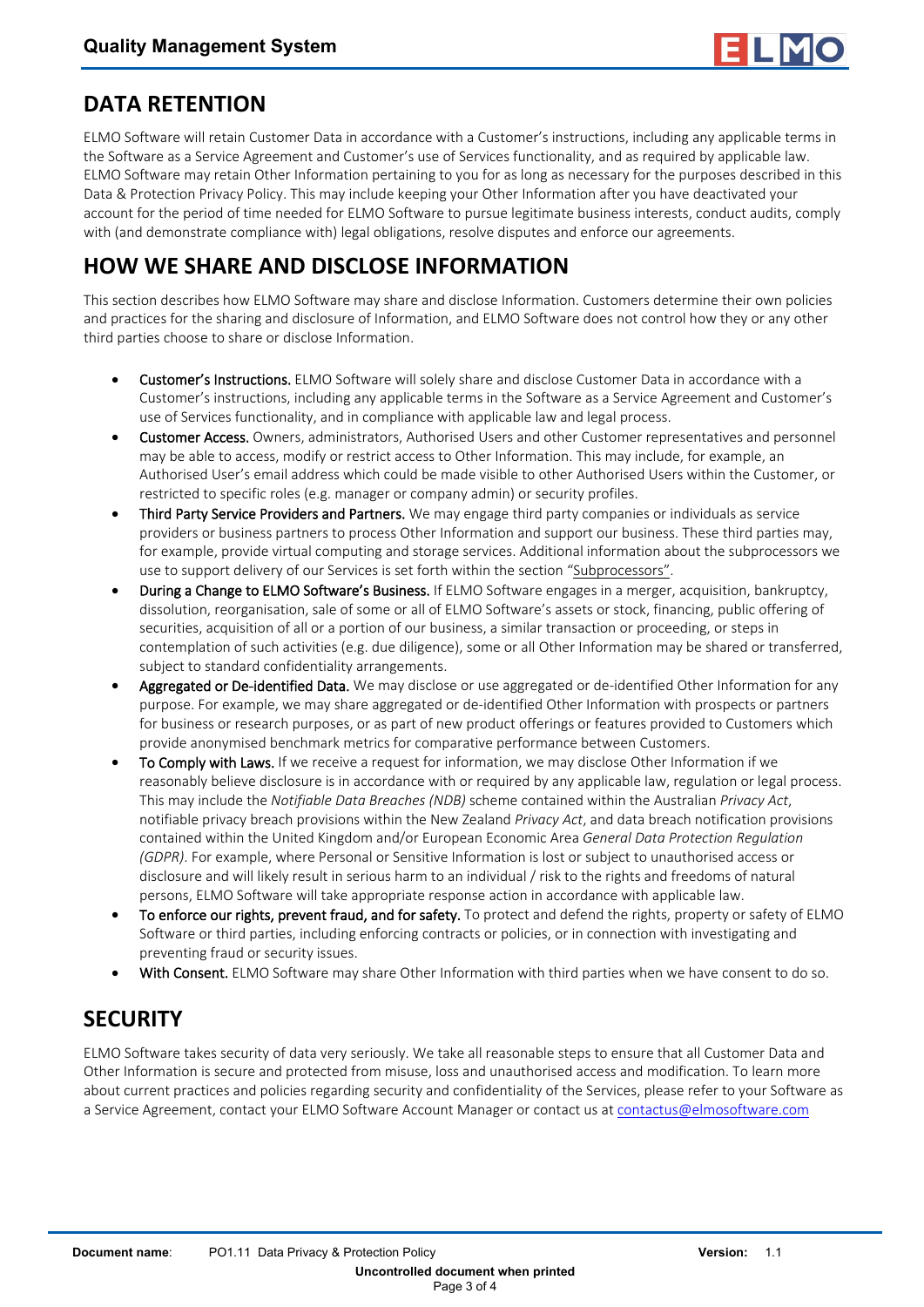## DATA RETENTION

ELMO Software will retain Customer Data in accordance with a Customer's instructions, including any applicable terms in the Software as a Service Agreement and Customer's use of Services functionality, and as required by applicable law. ELMO Software may retain Other Information pertaining to you for as long as necessary for the purposes described in this Data & Protection Privacy Policy. This may include keeping your Other Information after you have deactivated your account for the period of time needed for ELMO Software to pursue legitimate business interests, conduct audits, comply with (and demonstrate compliance with) legal obligations, resolve disputes and enforce our agreements.

## HOW WE SHARE AND DISCLOSE INFORMATION

This section describes how ELMO Software may share and disclose Information. Customers determine their own policies and practices for the sharing and disclosure of Information, and ELMO Software does not control how they or any other third parties choose to share or disclose Information.

- Customer's Instructions. ELMO Software will solely share and disclose Customer Data in accordance with a Customer's instructions, including any applicable terms in the Software as a Service Agreement and Customer's use of Services functionality, and in compliance with applicable law and legal process.
- Customer Access. Owners, administrators, Authorised Users and other Customer representatives and personnel may be able to access, modify or restrict access to Other Information. This may include, for example, an Authorised User's email address which could be made visible to other Authorised Users within the Customer, or restricted to specific roles (e.g. manager or company admin) or security profiles.
- Third Party Service Providers and Partners. We may engage third party companies or individuals as service providers or business partners to process Other Information and support our business. These third parties may, for example, provide virtual computing and storage services. Additional information about the subprocessors we use to support delivery of our Services is set forth within the section "Subprocessors".
- During a Change to ELMO Software's Business. If ELMO Software engages in a merger, acquisition, bankruptcy, dissolution, reorganisation, sale of some or all of ELMO Software's assets or stock, financing, public offering of securities, acquisition of all or a portion of our business, a similar transaction or proceeding, or steps in contemplation of such activities (e.g. due diligence), some or all Other Information may be shared or transferred, subject to standard confidentiality arrangements.
- Aggregated or De-identified Data. We may disclose or use aggregated or de-identified Other Information for any purpose. For example, we may share aggregated or de-identified Other Information with prospects or partners for business or research purposes, or as part of new product offerings or features provided to Customers which provide anonymised benchmark metrics for comparative performance between Customers.
- To Comply with Laws. If we receive a request for information, we may disclose Other Information if we reasonably believe disclosure is in accordance with or required by any applicable law, regulation or legal process. This may include the *Notifiable Data Breaches (NDB)* scheme contained within the Australian *Privacy Act*, notifiable privacy breach provisions within the New Zealand *Privacy Act*, and data breach notification provisions contained within the United Kingdom and/or European Economic Area *General Data Protection Regulation (GDPR)*. For example, where Personal or Sensitive Information is lost or subject to unauthorised access or disclosure and will likely result in serious harm to an individual / risk to the rights and freedoms of natural persons, ELMO Software will take appropriate response action in accordance with applicable law.
- To enforce our rights, prevent fraud, and for safety. To protect and defend the rights, property or safety of ELMO Software or third parties, including enforcing contracts or policies, or in connection with investigating and preventing fraud or security issues.
- With Consent. ELMO Software may share Other Information with third parties when we have consent to do so.

## SECURITY

ELMO Software takes security of data very seriously. We take all reasonable steps to ensure that all Customer Data and Other Information is secure and protected from misuse, loss and unauthorised access and modification. To learn more about current practices and policies regarding security and confidentiality of the Services, please refer to your Software as a Service Agreement, contact your ELMO Software Account Manager or contact us at contactus@elmosoftware.com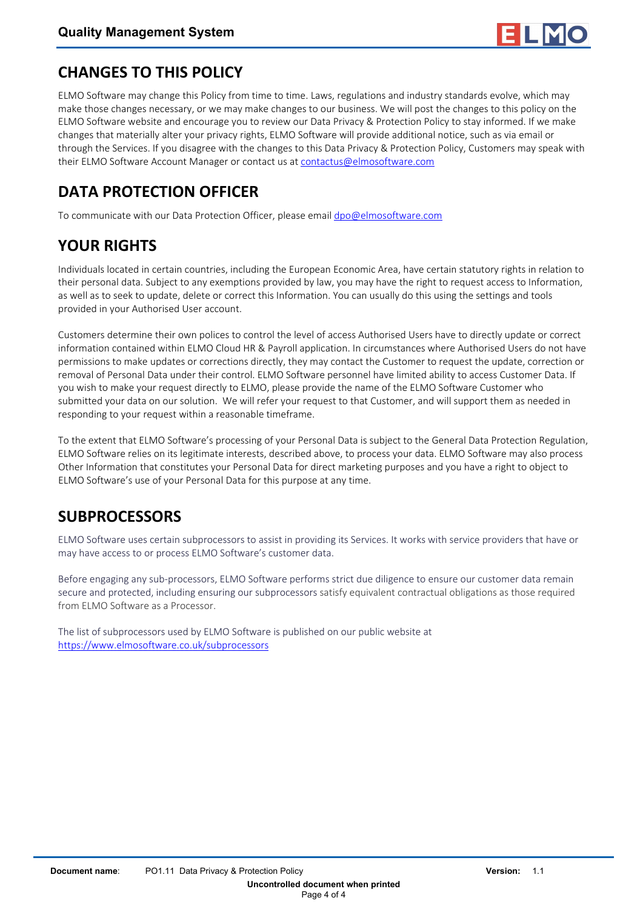## CHANGES TO THIS POLICY

ELMO Software may change this Policy from time to time. Laws, regulations and industry standards evolve, which may make those changes necessary, or we may make changes to our business. We will post the changes to this policy on the ELMO Software website and encourage you to review our Data Privacy & Protection Policy to stay informed. If we make changes that materially alter your privacy rights, ELMO Software will provide additional notice, such as via email or through the Services. If you disagree with the changes to this Data Privacy & Protection Policy, Customers may speak with their ELMO Software Account Manager or contact us at contactus@elmosoftware.com

## DATA PROTECTION OFFICER

To communicate with our Data Protection Officer, please email dpo@elmosoftware.com

## YOUR RIGHTS

Individuals located in certain countries, including the European Economic Area, have certain statutory rights in relation to their personal data. Subject to any exemptions provided by law, you may have the right to request access to Information, as well as to seek to update, delete or correct this Information. You can usually do this using the settings and tools provided in your Authorised User account.

Customers determine their own polices to control the level of access Authorised Users have to directly update or correct information contained within ELMO Cloud HR & Payroll application. In circumstances where Authorised Users do not have permissions to make updates or corrections directly, they may contact the Customer to request the update, correction or removal of Personal Data under their control. ELMO Software personnel have limited ability to access Customer Data. If you wish to make your request directly to ELMO, please provide the name of the ELMO Software Customer who submitted your data on our solution. We will refer your request to that Customer, and will support them as needed in responding to your request within a reasonable timeframe.

To the extent that ELMO Software's processing of your Personal Data is subject to the General Data Protection Regulation, ELMO Software relies on its legitimate interests, described above, to process your data. ELMO Software may also process Other Information that constitutes your Personal Data for direct marketing purposes and you have a right to object to ELMO Software's use of your Personal Data for this purpose at any time.

## SUBPROCESSORS

ELMO Software uses certain subprocessors to assist in providing its Services. It works with service providers that have or may have access to or process ELMO Software's customer data.

Before engaging any sub-processors, ELMO Software performs strict due diligence to ensure our customer data remain secure and protected, including ensuring our subprocessors satisfy equivalent contractual obligations as those required from ELMO Software as a Processor.

The list of subprocessors used by ELMO Software is published on our public website at https://www.elmosoftware.co.uk/subprocessors